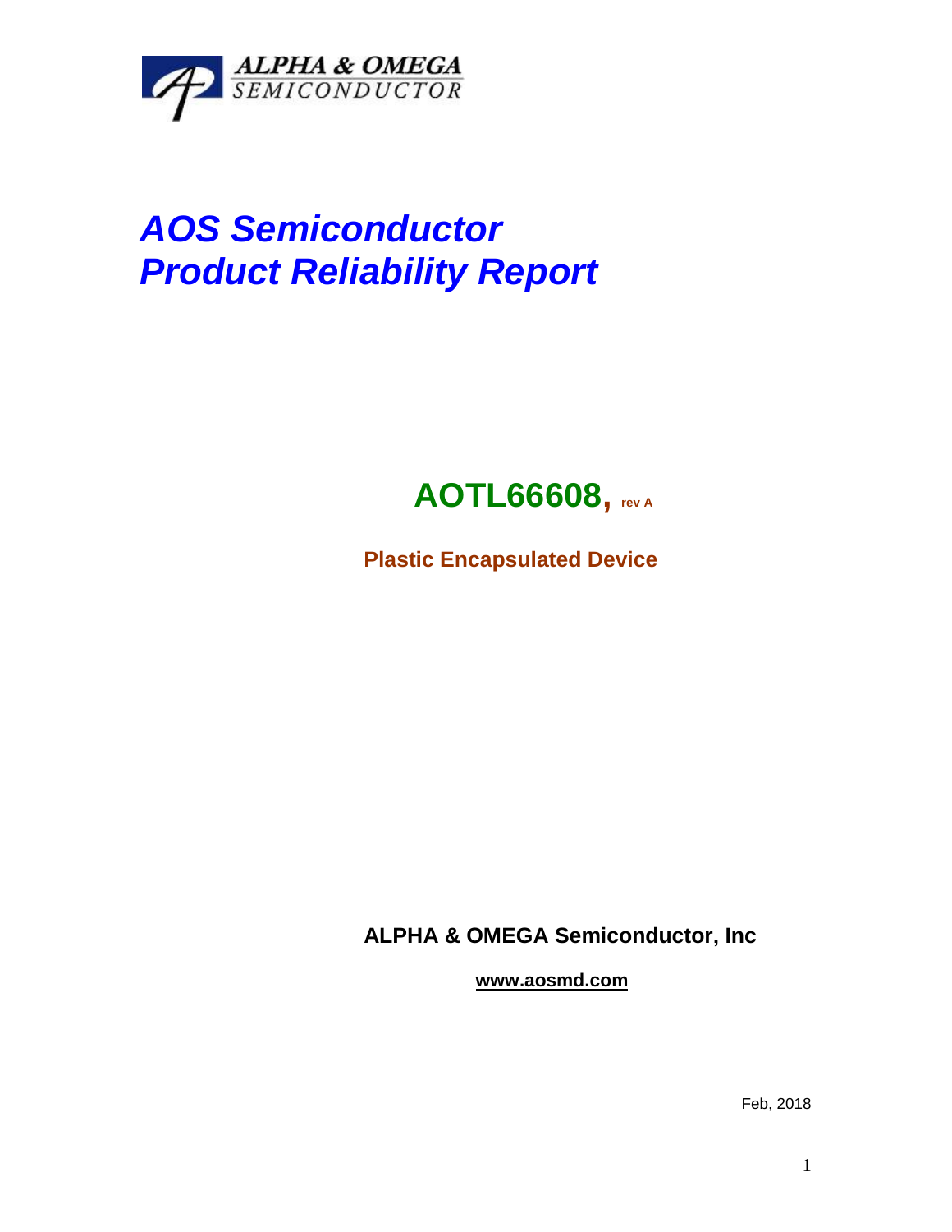ALPHA & OMEGA SEMICONDUCTOR

# *AOS Semiconductor*
# *Product Reliability Report*

## AOTL66608, rev A

**Plastic Encapsulated Device**

**ALPHA & OMEGA Semiconductor, Inc**

**www.aosmd.com**

Feb, 2018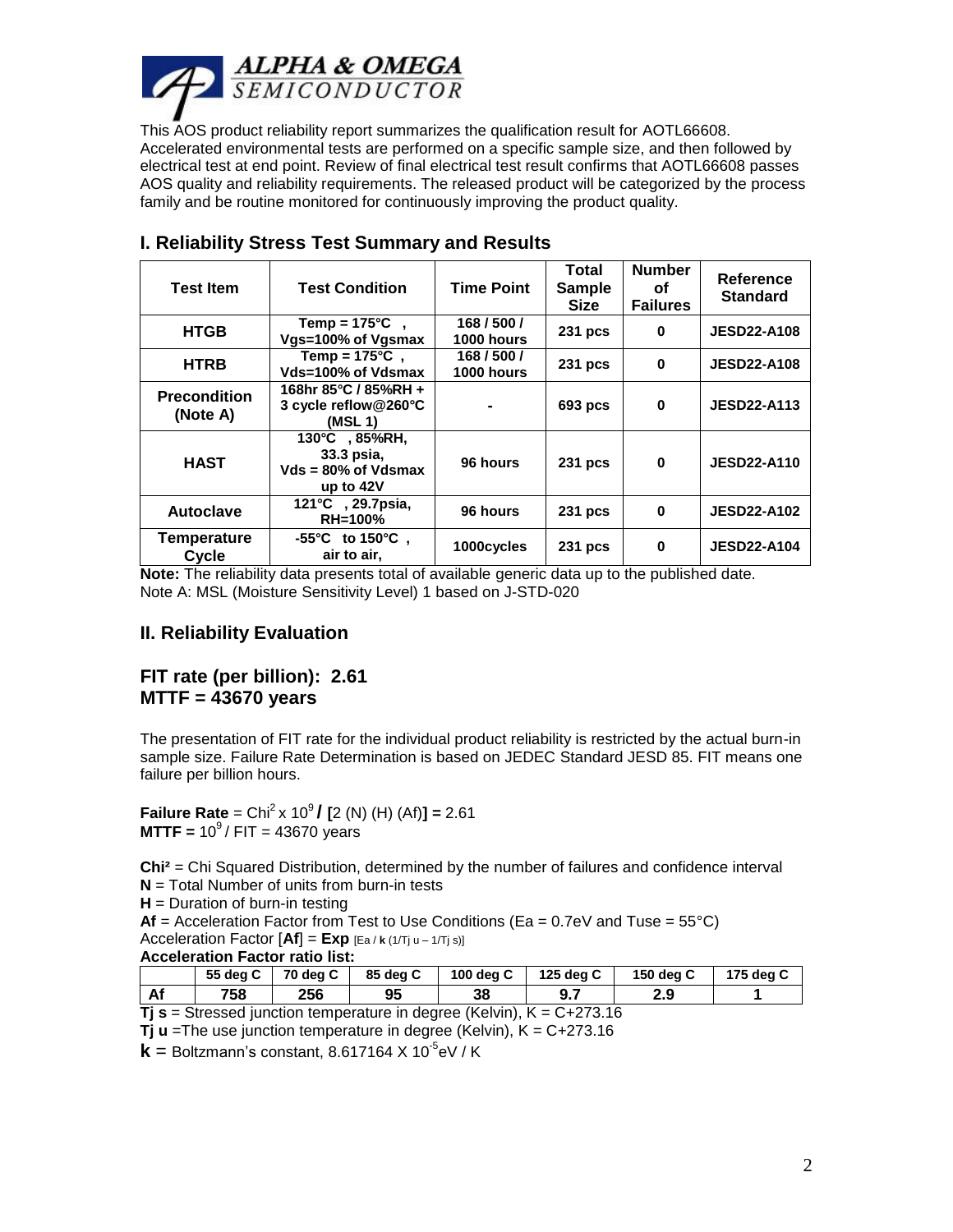This AOS product reliability report summarizes the qualification result for AOTL66608. Accelerated environmental tests are performed on a specific sample size, and then followed by electrical test at end point. Review of final electrical test result confirms that AOTL66608 passes AOS quality and reliability requirements. The released product will be categorized by the process family and be routine monitored for continuously improving the product quality.

## I. Reliability Stress Test Summary and Results

| Test Item | Test Condition | Time Point | Total Sample Size | Number of Failures | Reference Standard |
|---|---|---|---|---|---|
| HTGB | Temp = 175°C , Vgs=100% of Vgsmax | 168 / 500 / 1000 hours | 231 pcs | 0 | JESD22-A108 |
| HTRB | Temp = 175°C , Vds=100% of Vdsmax | 168 / 500 / 1000 hours | 231 pcs | 0 | JESD22-A108 |
| Precondition (Note A) | 168hr 85°C / 85%RH + 3 cycle reflow@260°C (MSL 1) | - | 693 pcs | 0 | JESD22-A113 |
| HAST | 130°C , 85%RH, 33.3 psia, Vds = 80% of Vdsmax up to 42V | 96 hours | 231 pcs | 0 | JESD22-A110 |
| Autoclave | 121°C , 29.7psia, RH=100% | 96 hours | 231 pcs | 0 | JESD22-A102 |
| Temperature Cycle | -55°C to 150°C , air to air, | 1000cycles | 231 pcs | 0 | JESD22-A104 |

**Note:** The reliability data presents total of available generic data up to the published date.
Note A: MSL (Moisture Sensitivity Level) 1 based on J-STD-020

## II. Reliability Evaluation

### FIT rate (per billion): 2.61
### MTTF = 43670 years

The presentation of FIT rate for the individual product reliability is restricted by the actual burn-in sample size. Failure Rate Determination is based on JEDEC Standard JESD 85. FIT means one failure per billion hours.

**Failure Rate** = $Chi^2 \times 10^9$ **/ [**2 (N) (H) (Af)**] =** 2.61
**MTTF =** $10^9$ / FIT = 43670 years

**Chi²** = Chi Squared Distribution, determined by the number of failures and confidence interval
**N** = Total Number of units from burn-in tests
**H** = Duration of burn-in testing
**Af** = Acceleration Factor from Test to Use Conditions (Ea = 0.7eV and Tuse = 55°C)
Acceleration Factor [**Af**] = **Exp** [Ea / **k** (1/Tj u – 1/Tj s)]

**Acceleration Factor ratio list:**

| | 55 deg C | 70 deg C | 85 deg C | 100 deg C | 125 deg C | 150 deg C | 175 deg C |
|---|---|---|---|---|---|---|---|
| Af | 758 | 256 | 95 | 38 | 9.7 | 2.9 | 1 |

**Tj s** = Stressed junction temperature in degree (Kelvin), K = C+273.16
**Tj u** =The use junction temperature in degree (Kelvin), K = C+273.16
**k** = Boltzmann's constant, $8.617164 \times 10^{-5}$eV / K